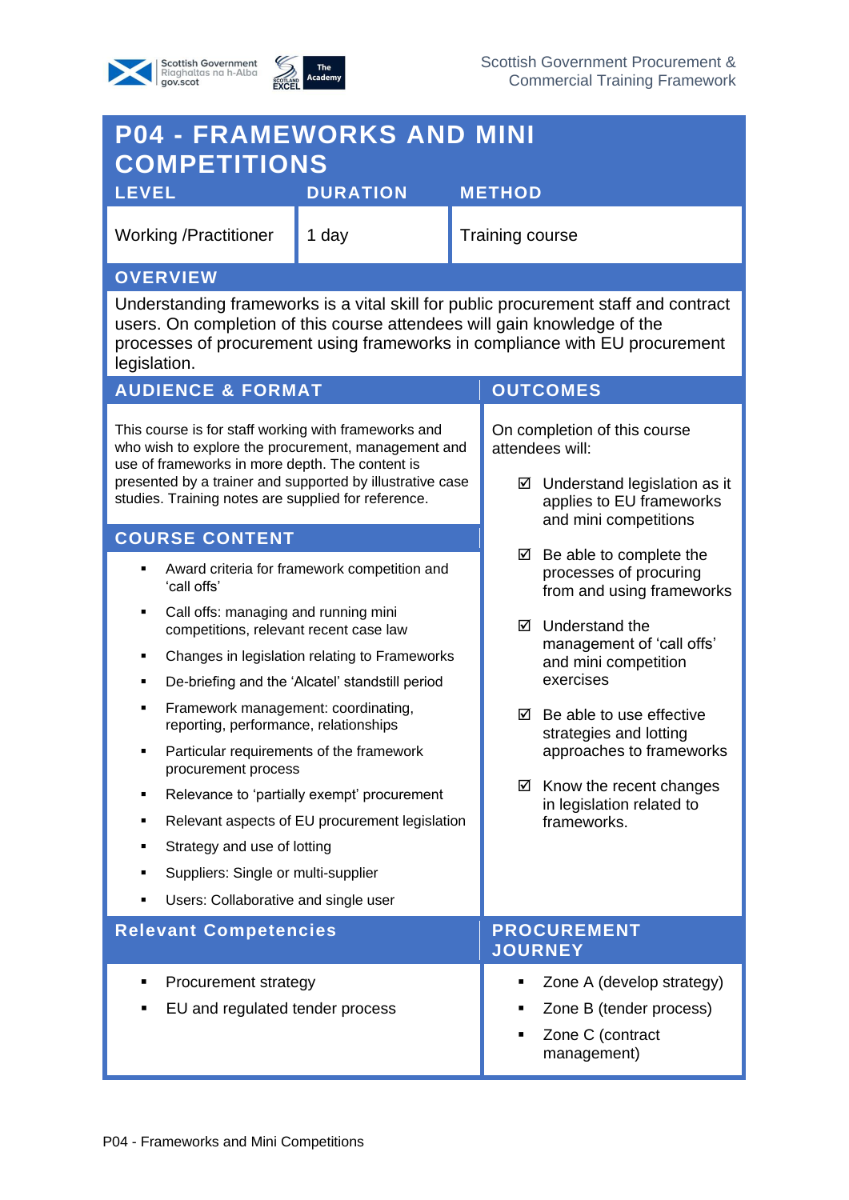# P04 - FRAMEWORKS AND MINI COMPETITIONS

| LEVEL | DURATION | METHOD |
| --- | --- | --- |
| Working /Practitioner | 1 day | Training course |

## OVERVIEW

Understanding frameworks is a vital skill for public procurement staff and contract users. On completion of this course attendees will gain knowledge of the processes of procurement using frameworks in compliance with EU procurement legislation.

## AUDIENCE & FORMAT

This course is for staff working with frameworks and who wish to explore the procurement, management and use of frameworks in more depth. The content is presented by a trainer and supported by illustrative case studies. Training notes are supplied for reference.

## COURSE CONTENT

- Award criteria for framework competition and 'call offs'
- Call offs: managing and running mini competitions, relevant recent case law
- Changes in legislation relating to Frameworks
- De-briefing and the 'Alcatel' standstill period
- Framework management: coordinating, reporting, performance, relationships
- Particular requirements of the framework procurement process
- Relevance to 'partially exempt' procurement
- Relevant aspects of EU procurement legislation
- Strategy and use of lotting
- Suppliers: Single or multi-supplier
- Users: Collaborative and single user

## OUTCOMES

On completion of this course attendees will:

- ☑ Understand legislation as it applies to EU frameworks and mini competitions
- ☑ Be able to complete the processes of procuring from and using frameworks
- ☑ Understand the management of 'call offs' and mini competition exercises
- ☑ Be able to use effective strategies and lotting approaches to frameworks
- ☑ Know the recent changes in legislation related to frameworks.

## Relevant Competencies

- Procurement strategy
- EU and regulated tender process

## PROCUREMENT JOURNEY

- Zone A (develop strategy)
- Zone B (tender process)
- Zone C (contract management)